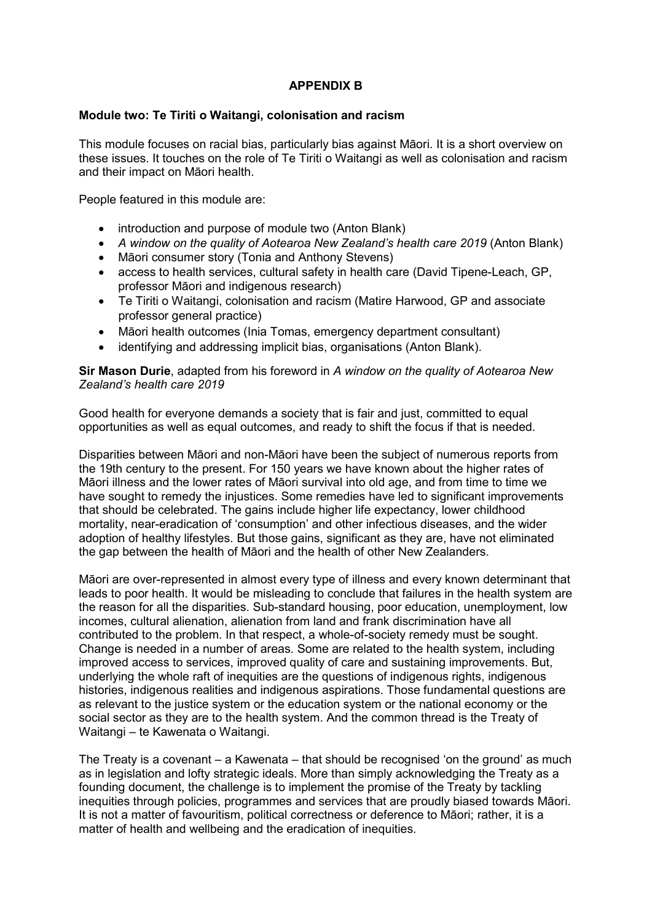# APPENDIX B

## Module two: Te Tiriti o Waitangi, colonisation and racism

This module focuses on racial bias, particularly bias against Māori. It is a short overview on these issues. It touches on the role of Te Tiriti o Waitangi as well as colonisation and racism and their impact on Māori health.

People featured in this module are:

- introduction and purpose of module two (Anton Blank)
- *A window on the quality of Aotearoa New Zealand's health care 2019* (Anton Blank)
- Māori consumer story (Tonia and Anthony Stevens)
- access to health services, cultural safety in health care (David Tipene-Leach, GP, professor Māori and indigenous research)
- Te Tiriti o Waitangi, colonisation and racism (Matire Harwood, GP and associate professor general practice)
- Māori health outcomes (Inia Tomas, emergency department consultant)
- identifying and addressing implicit bias, organisations (Anton Blank).

**Sir Mason Durie**, adapted from his foreword in *A window on the quality of Aotearoa New Zealand's health care 2019*

Good health for everyone demands a society that is fair and just, committed to equal opportunities as well as equal outcomes, and ready to shift the focus if that is needed.

Disparities between Māori and non-Māori have been the subject of numerous reports from the 19th century to the present. For 150 years we have known about the higher rates of Māori illness and the lower rates of Māori survival into old age, and from time to time we have sought to remedy the injustices. Some remedies have led to significant improvements that should be celebrated. The gains include higher life expectancy, lower childhood mortality, near-eradication of 'consumption' and other infectious diseases, and the wider adoption of healthy lifestyles. But those gains, significant as they are, have not eliminated the gap between the health of Māori and the health of other New Zealanders.

Māori are over-represented in almost every type of illness and every known determinant that leads to poor health. It would be misleading to conclude that failures in the health system are the reason for all the disparities. Sub-standard housing, poor education, unemployment, low incomes, cultural alienation, alienation from land and frank discrimination have all contributed to the problem. In that respect, a whole-of-society remedy must be sought. Change is needed in a number of areas. Some are related to the health system, including improved access to services, improved quality of care and sustaining improvements. But, underlying the whole raft of inequities are the questions of indigenous rights, indigenous histories, indigenous realities and indigenous aspirations. Those fundamental questions are as relevant to the justice system or the education system or the national economy or the social sector as they are to the health system. And the common thread is the Treaty of Waitangi – te Kawenata o Waitangi.

The Treaty is a covenant – a Kawenata – that should be recognised 'on the ground' as much as in legislation and lofty strategic ideals. More than simply acknowledging the Treaty as a founding document, the challenge is to implement the promise of the Treaty by tackling inequities through policies, programmes and services that are proudly biased towards Māori. It is not a matter of favouritism, political correctness or deference to Māori; rather, it is a matter of health and wellbeing and the eradication of inequities.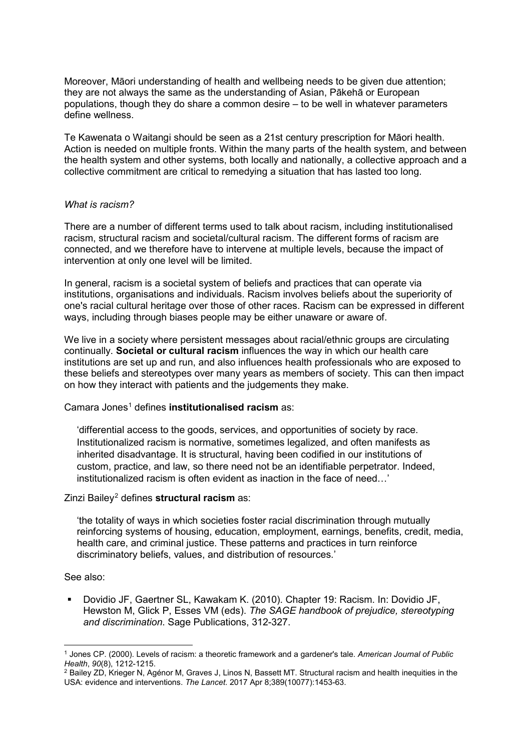Moreover, Māori understanding of health and wellbeing needs to be given due attention; they are not always the same as the understanding of Asian, Pākehā or European populations, though they do share a common desire – to be well in whatever parameters define wellness.

Te Kawenata o Waitangi should be seen as a 21st century prescription for Māori health. Action is needed on multiple fronts. Within the many parts of the health system, and between the health system and other systems, both locally and nationally, a collective approach and a collective commitment are critical to remedying a situation that has lasted too long.

*What is racism?*

There are a number of different terms used to talk about racism, including institutionalised racism, structural racism and societal/cultural racism. The different forms of racism are connected, and we therefore have to intervene at multiple levels, because the impact of intervention at only one level will be limited.

In general, racism is a societal system of beliefs and practices that can operate via institutions, organisations and individuals. Racism involves beliefs about the superiority of one's racial cultural heritage over those of other races. Racism can be expressed in different ways, including through biases people may be either unaware or aware of.

We live in a society where persistent messages about racial/ethnic groups are circulating continually. **Societal or cultural racism** influences the way in which our health care institutions are set up and run, and also influences health professionals who are exposed to these beliefs and stereotypes over many years as members of society. This can then impact on how they interact with patients and the judgements they make.

Camara Jones[1] defines **institutionalised racism** as:

> 'differential access to the goods, services, and opportunities of society by race. Institutionalized racism is normative, sometimes legalized, and often manifests as inherited disadvantage. It is structural, having been codified in our institutions of custom, practice, and law, so there need not be an identifiable perpetrator. Indeed, institutionalized racism is often evident as inaction in the face of need…'

Zinzi Bailey[2] defines **structural racism** as:

> 'the totality of ways in which societies foster racial discrimination through mutually reinforcing systems of housing, education, employment, earnings, benefits, credit, media, health care, and criminal justice. These patterns and practices in turn reinforce discriminatory beliefs, values, and distribution of resources.'

See also:

- Dovidio JF, Gaertner SL, Kawakam K. (2010). Chapter 19: Racism. In: Dovidio JF, Hewston M, Glick P, Esses VM (eds). *The SAGE handbook of prejudice, stereotyping and discrimination*. Sage Publications, 312-327.

---

[1] Jones CP. (2000). Levels of racism: a theoretic framework and a gardener's tale. *American Journal of Public Health*, *90*(8), 1212-1215.

[2] Bailey ZD, Krieger N, Agénor M, Graves J, Linos N, Bassett MT. Structural racism and health inequities in the USA: evidence and interventions. *The Lancet*. 2017 Apr 8;389(10077):1453-63.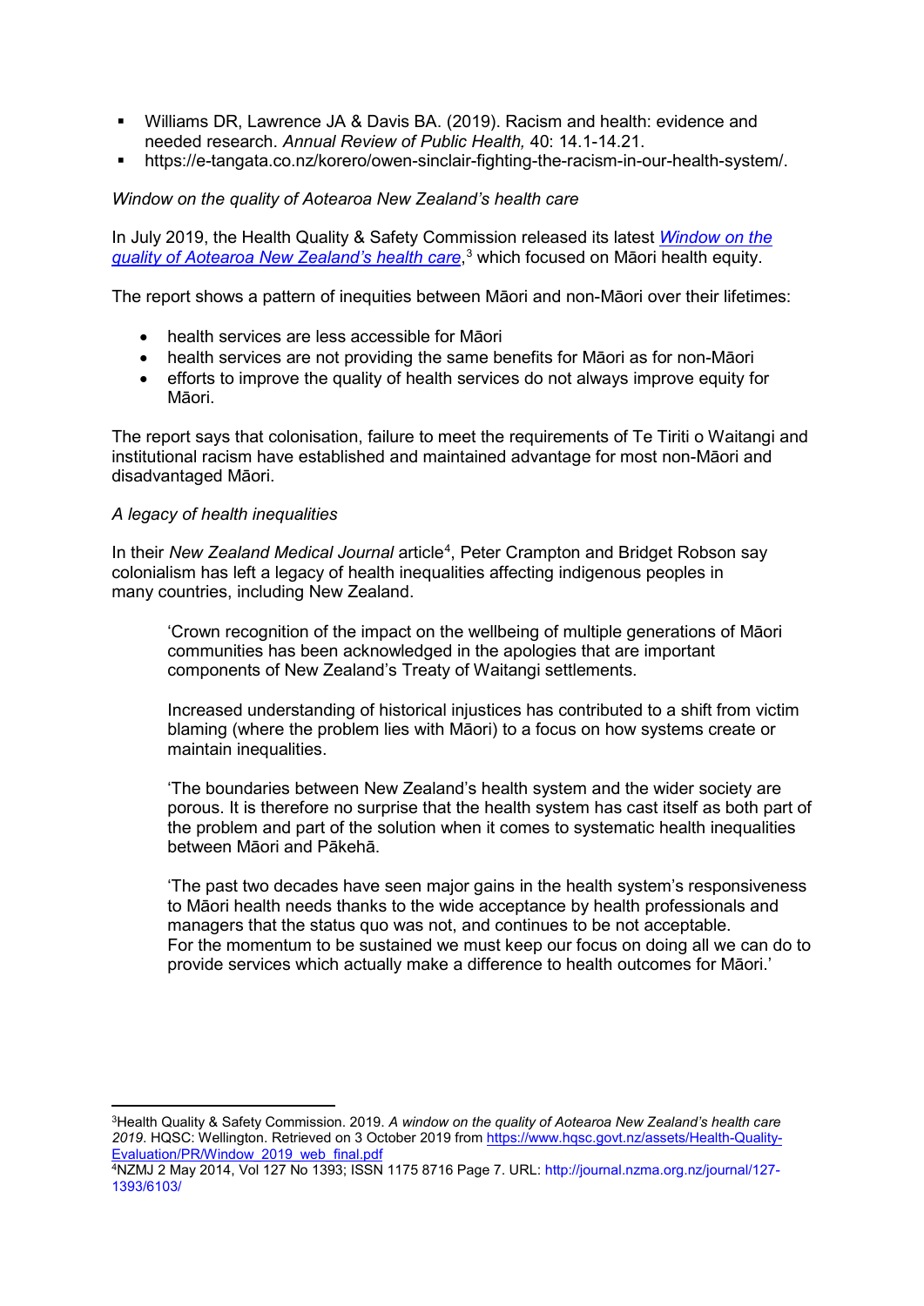- Williams DR, Lawrence JA & Davis BA. (2019). Racism and health: evidence and needed research. *Annual Review of Public Health,* 40: 14.1-14.21.
- https://e-tangata.co.nz/korero/owen-sinclair-fighting-the-racism-in-our-health-system/.

*Window on the quality of Aotearoa New Zealand's health care*

In July 2019, the Health Quality & Safety Commission released its latest [*Window on the quality of Aotearoa New Zealand's health care*](https://www.hqsc.govt.nz/assets/Health-Quality-Evaluation/PR/Window_2019_web_final.pdf),[3] which focused on Māori health equity.

The report shows a pattern of inequities between Māori and non-Māori over their lifetimes:

- health services are less accessible for Māori
- health services are not providing the same benefits for Māori as for non-Māori
- efforts to improve the quality of health services do not always improve equity for Māori.

The report says that colonisation, failure to meet the requirements of Te Tiriti o Waitangi and institutional racism have established and maintained advantage for most non-Māori and disadvantaged Māori.

*A legacy of health inequalities*

In their *New Zealand Medical Journal* article[4], Peter Crampton and Bridget Robson say colonialism has left a legacy of health inequalities affecting indigenous peoples in many countries, including New Zealand.

> 'Crown recognition of the impact on the wellbeing of multiple generations of Māori communities has been acknowledged in the apologies that are important components of New Zealand's Treaty of Waitangi settlements.
>
> Increased understanding of historical injustices has contributed to a shift from victim blaming (where the problem lies with Māori) to a focus on how systems create or maintain inequalities.
>
> 'The boundaries between New Zealand's health system and the wider society are porous. It is therefore no surprise that the health system has cast itself as both part of the problem and part of the solution when it comes to systematic health inequalities between Māori and Pākehā.
>
> 'The past two decades have seen major gains in the health system's responsiveness to Māori health needs thanks to the wide acceptance by health professionals and managers that the status quo was not, and continues to be not acceptable. For the momentum to be sustained we must keep our focus on doing all we can do to provide services which actually make a difference to health outcomes for Māori.'

---

[3] Health Quality & Safety Commission. 2019. *A window on the quality of Aotearoa New Zealand's health care 2019*. HQSC: Wellington. Retrieved on 3 October 2019 from https://www.hqsc.govt.nz/assets/Health-Quality-Evaluation/PR/Window_2019_web_final.pdf

[4] NZMJ 2 May 2014, Vol 127 No 1393; ISSN 1175 8716 Page 7. URL: http://journal.nzma.org.nz/journal/127-1393/6103/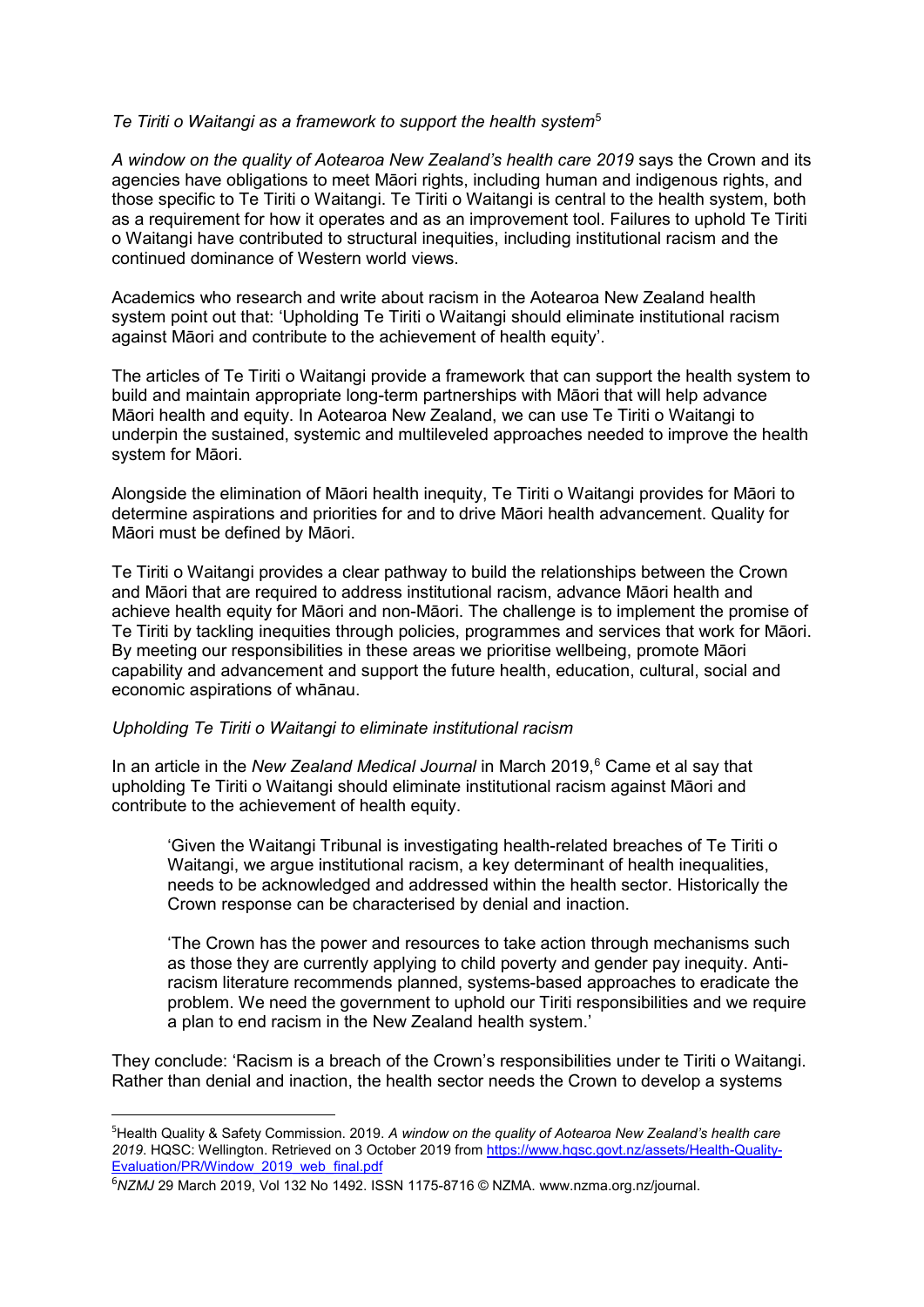*Te Tiriti o Waitangi as a framework to support the health system*[5]

*A window on the quality of Aotearoa New Zealand's health care 2019* says the Crown and its agencies have obligations to meet Māori rights, including human and indigenous rights, and those specific to Te Tiriti o Waitangi. Te Tiriti o Waitangi is central to the health system, both as a requirement for how it operates and as an improvement tool. Failures to uphold Te Tiriti o Waitangi have contributed to structural inequities, including institutional racism and the continued dominance of Western world views.

Academics who research and write about racism in the Aotearoa New Zealand health system point out that: 'Upholding Te Tiriti o Waitangi should eliminate institutional racism against Māori and contribute to the achievement of health equity'.

The articles of Te Tiriti o Waitangi provide a framework that can support the health system to build and maintain appropriate long-term partnerships with Māori that will help advance Māori health and equity. In Aotearoa New Zealand, we can use Te Tiriti o Waitangi to underpin the sustained, systemic and multileveled approaches needed to improve the health system for Māori.

Alongside the elimination of Māori health inequity, Te Tiriti o Waitangi provides for Māori to determine aspirations and priorities for and to drive Māori health advancement. Quality for Māori must be defined by Māori.

Te Tiriti o Waitangi provides a clear pathway to build the relationships between the Crown and Māori that are required to address institutional racism, advance Māori health and achieve health equity for Māori and non-Māori. The challenge is to implement the promise of Te Tiriti by tackling inequities through policies, programmes and services that work for Māori. By meeting our responsibilities in these areas we prioritise wellbeing, promote Māori capability and advancement and support the future health, education, cultural, social and economic aspirations of whānau.

*Upholding Te Tiriti o Waitangi to eliminate institutional racism*

In an article in the *New Zealand Medical Journal* in March 2019,[6] Came et al say that upholding Te Tiriti o Waitangi should eliminate institutional racism against Māori and contribute to the achievement of health equity.

> 'Given the Waitangi Tribunal is investigating health-related breaches of Te Tiriti o Waitangi, we argue institutional racism, a key determinant of health inequalities, needs to be acknowledged and addressed within the health sector. Historically the Crown response can be characterised by denial and inaction.
>
> 'The Crown has the power and resources to take action through mechanisms such as those they are currently applying to child poverty and gender pay inequity. Anti-racism literature recommends planned, systems-based approaches to eradicate the problem. We need the government to uphold our Tiriti responsibilities and we require a plan to end racism in the New Zealand health system.'

They conclude: 'Racism is a breach of the Crown's responsibilities under te Tiriti o Waitangi. Rather than denial and inaction, the health sector needs the Crown to develop a systems

---

[5] Health Quality & Safety Commission. 2019. *A window on the quality of Aotearoa New Zealand's health care 2019*. HQSC: Wellington. Retrieved on 3 October 2019 from https://www.hqsc.govt.nz/assets/Health-Quality-Evaluation/PR/Window_2019_web_final.pdf

[6] *NZMJ* 29 March 2019, Vol 132 No 1492. ISSN 1175-8716 © NZMA. www.nzma.org.nz/journal.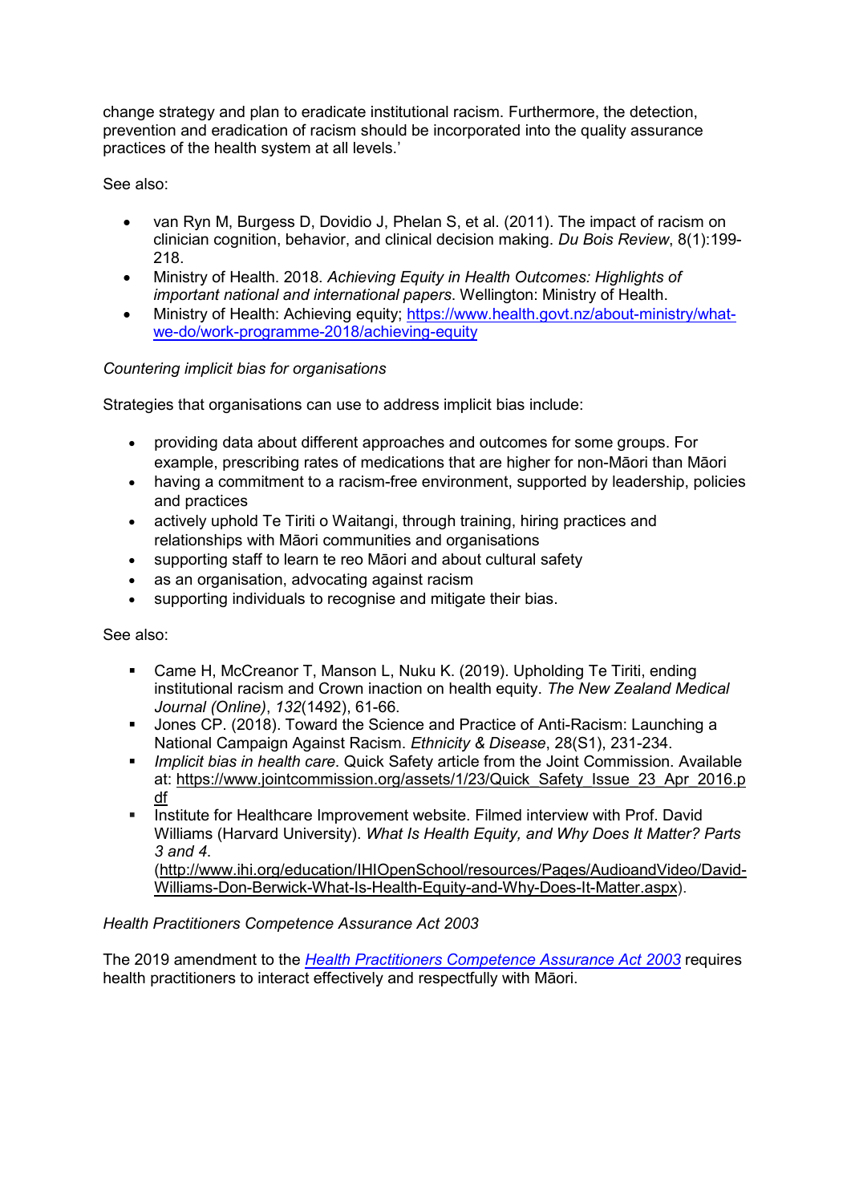change strategy and plan to eradicate institutional racism. Furthermore, the detection, prevention and eradication of racism should be incorporated into the quality assurance practices of the health system at all levels.'

See also:

- van Ryn M, Burgess D, Dovidio J, Phelan S, et al. (2011). The impact of racism on clinician cognition, behavior, and clinical decision making. *Du Bois Review*, 8(1):199-218.
- Ministry of Health. 2018. *Achieving Equity in Health Outcomes: Highlights of important national and international papers*. Wellington: Ministry of Health.
- Ministry of Health: Achieving equity; https://www.health.govt.nz/about-ministry/what-we-do/work-programme-2018/achieving-equity

*Countering implicit bias for organisations*

Strategies that organisations can use to address implicit bias include:

- providing data about different approaches and outcomes for some groups. For example, prescribing rates of medications that are higher for non-Māori than Māori
- having a commitment to a racism-free environment, supported by leadership, policies and practices
- actively uphold Te Tiriti o Waitangi, through training, hiring practices and relationships with Māori communities and organisations
- supporting staff to learn te reo Māori and about cultural safety
- as an organisation, advocating against racism
- supporting individuals to recognise and mitigate their bias.

See also:

- Came H, McCreanor T, Manson L, Nuku K. (2019). Upholding Te Tiriti, ending institutional racism and Crown inaction on health equity. *The New Zealand Medical Journal (Online)*, *132*(1492), 61-66.
- Jones CP. (2018). Toward the Science and Practice of Anti-Racism: Launching a National Campaign Against Racism. *Ethnicity & Disease*, 28(S1), 231-234.
- *Implicit bias in health care*. Quick Safety article from the Joint Commission. Available at: https://www.jointcommission.org/assets/1/23/Quick_Safety_Issue_23_Apr_2016.pdf
- Institute for Healthcare Improvement website. Filmed interview with Prof. David Williams (Harvard University). *What Is Health Equity, and Why Does It Matter? Parts 3 and 4*. (http://www.ihi.org/education/IHIOpenSchool/resources/Pages/AudioandVideo/David-Williams-Don-Berwick-What-Is-Health-Equity-and-Why-Does-It-Matter.aspx).

*Health Practitioners Competence Assurance Act 2003*

The 2019 amendment to the *Health Practitioners Competence Assurance Act 2003* requires health practitioners to interact effectively and respectfully with Māori.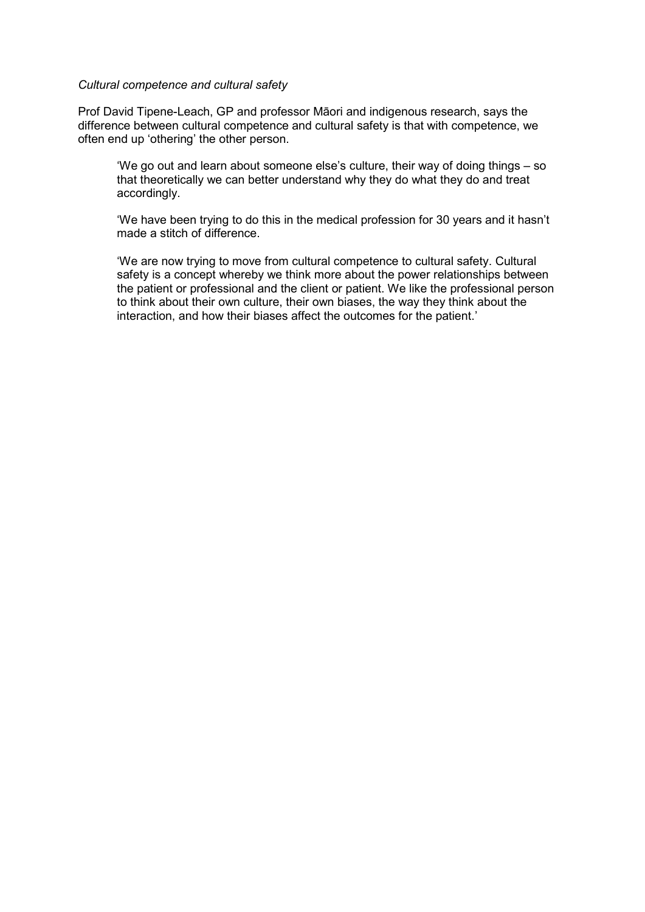*Cultural competence and cultural safety*

Prof David Tipene-Leach, GP and professor Māori and indigenous research, says the difference between cultural competence and cultural safety is that with competence, we often end up 'othering' the other person.

> 'We go out and learn about someone else's culture, their way of doing things – so that theoretically we can better understand why they do what they do and treat accordingly.
>
> 'We have been trying to do this in the medical profession for 30 years and it hasn't made a stitch of difference.
>
> 'We are now trying to move from cultural competence to cultural safety. Cultural safety is a concept whereby we think more about the power relationships between the patient or professional and the client or patient. We like the professional person to think about their own culture, their own biases, the way they think about the interaction, and how their biases affect the outcomes for the patient.'